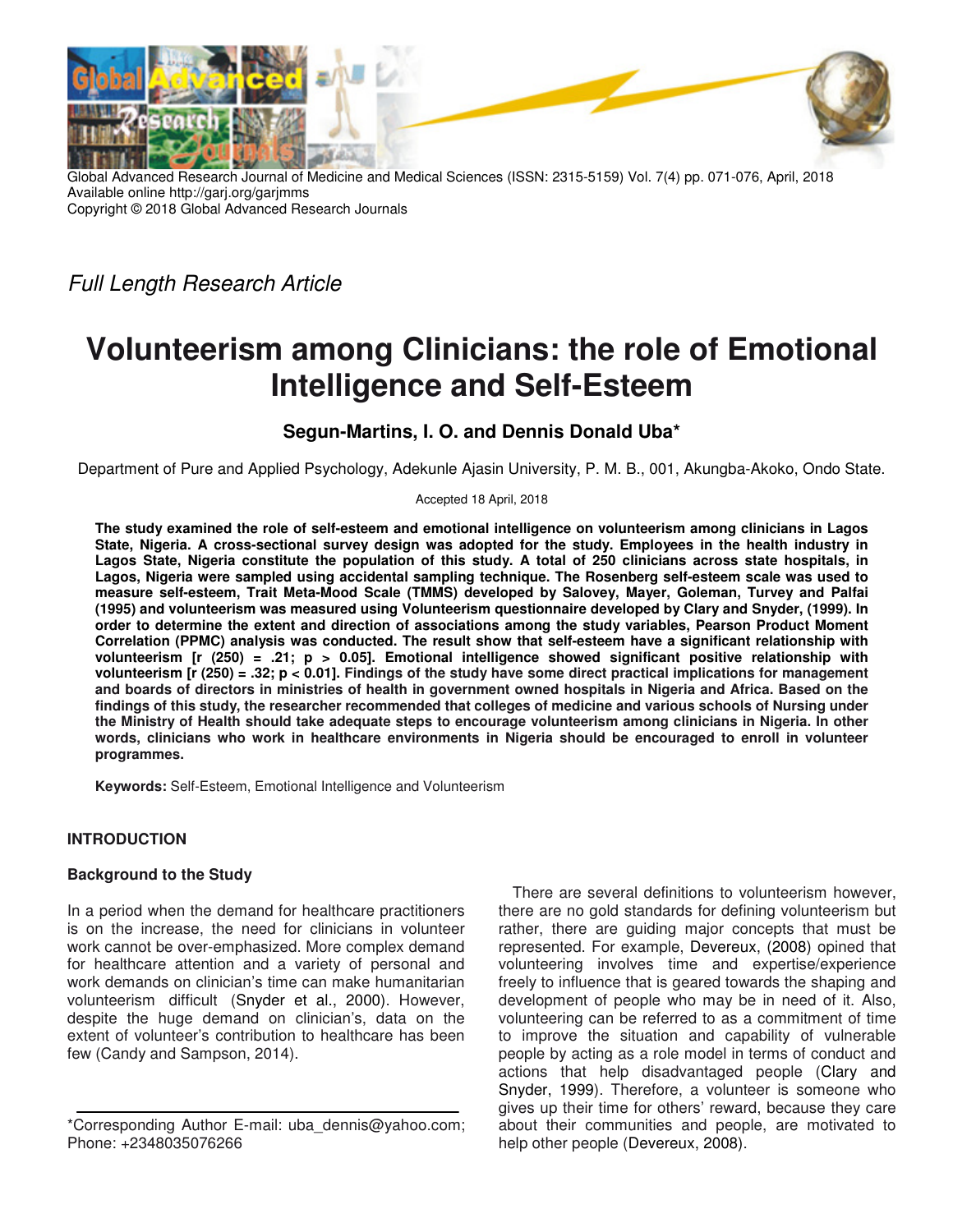Global Advanced Research Journal of Medicine and Medical Sciences (ISSN: 2315-5159) Vol. 7(4) pp. 071-076, April, 2018
Available online http://garj.org/garjmms
Copyright © 2018 Global Advanced Research Journals

*Full Length Research Article*

# Volunteerism among Clinicians: the role of Emotional Intelligence and Self-Esteem

**Segun-Martins, I. O. and Dennis Donald Uba***

Department of Pure and Applied Psychology, Adekunle Ajasin University, P. M. B., 001, Akungba-Akoko, Ondo State.

Accepted 18 April, 2018

**The study examined the role of self-esteem and emotional intelligence on volunteerism among clinicians in Lagos State, Nigeria. A cross-sectional survey design was adopted for the study. Employees in the health industry in Lagos State, Nigeria constitute the population of this study. A total of 250 clinicians across state hospitals, in Lagos, Nigeria were sampled using accidental sampling technique. The Rosenberg self-esteem scale was used to measure self-esteem, Trait Meta-Mood Scale (TMMS) developed by Salovey, Mayer, Goleman, Turvey and Palfai (1995) and volunteerism was measured using Volunteerism questionnaire developed by Clary and Snyder, (1999). In order to determine the extent and direction of associations among the study variables, Pearson Product Moment Correlation (PPMC) analysis was conducted. The result show that self-esteem have a significant relationship with volunteerism [r (250) = .21; p > 0.05]. Emotional intelligence showed significant positive relationship with volunteerism [r (250) = .32; p < 0.01]. Findings of the study have some direct practical implications for management and boards of directors in ministries of health in government owned hospitals in Nigeria and Africa. Based on the findings of this study, the researcher recommended that colleges of medicine and various schools of Nursing under the Ministry of Health should take adequate steps to encourage volunteerism among clinicians in Nigeria. In other words, clinicians who work in healthcare environments in Nigeria should be encouraged to enroll in volunteer programmes.**

**Keywords:** Self-Esteem, Emotional Intelligence and Volunteerism

## INTRODUCTION

### Background to the Study

In a period when the demand for healthcare practitioners is on the increase, the need for clinicians in volunteer work cannot be over-emphasized. More complex demand for healthcare attention and a variety of personal and work demands on clinician's time can make humanitarian volunteerism difficult (Snyder et al., 2000). However, despite the huge demand on clinician's, data on the extent of volunteer's contribution to healthcare has been few (Candy and Sampson, 2014).

There are several definitions to volunteerism however, there are no gold standards for defining volunteerism but rather, there are guiding major concepts that must be represented. For example, Devereux, (2008) opined that volunteering involves time and expertise/experience freely to influence that is geared towards the shaping and development of people who may be in need of it. Also, volunteering can be referred to as a commitment of time to improve the situation and capability of vulnerable people by acting as a role model in terms of conduct and actions that help disadvantaged people (Clary and Snyder, 1999). Therefore, a volunteer is someone who gives up their time for others' reward, because they care about their communities and people, are motivated to help other people (Devereux, 2008).

*Corresponding Author E-mail: uba_dennis@yahoo.com; Phone: +2348035076266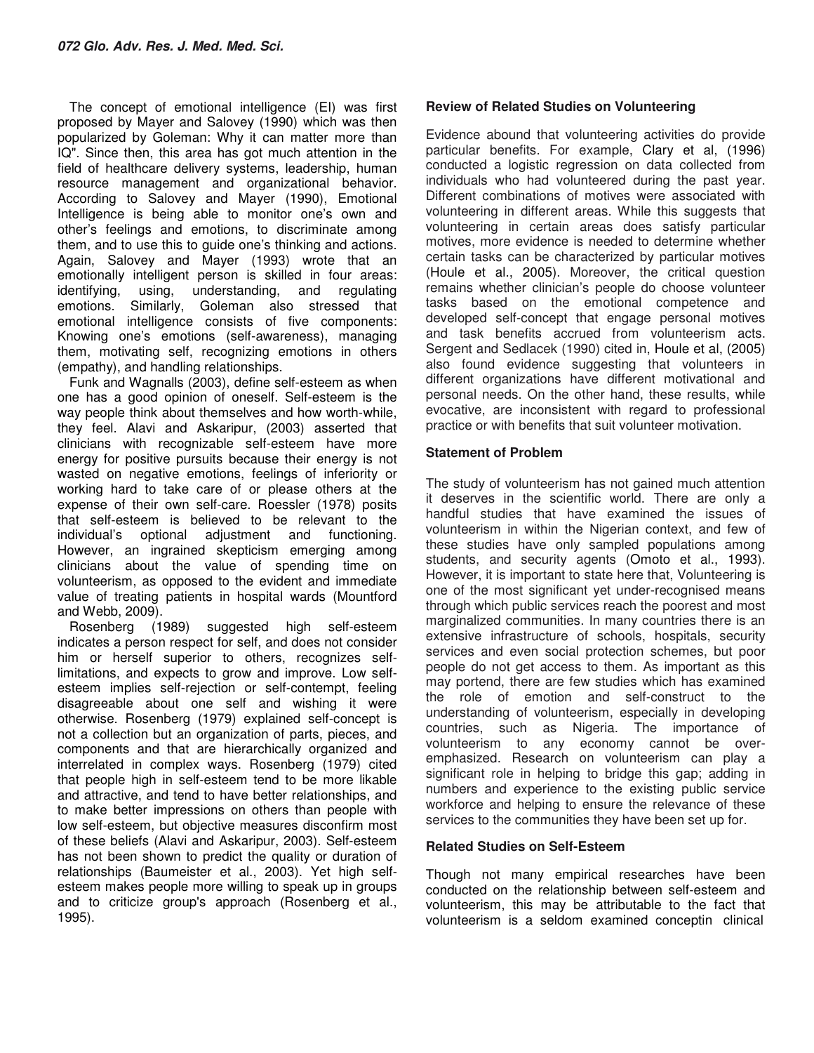The concept of emotional intelligence (EI) was first proposed by Mayer and Salovey (1990) which was then popularized by Goleman: Why it can matter more than IQ". Since then, this area has got much attention in the field of healthcare delivery systems, leadership, human resource management and organizational behavior. According to Salovey and Mayer (1990), Emotional Intelligence is being able to monitor one's own and other's feelings and emotions, to discriminate among them, and to use this to guide one's thinking and actions. Again, Salovey and Mayer (1993) wrote that an emotionally intelligent person is skilled in four areas: identifying, using, understanding, and regulating emotions. Similarly, Goleman also stressed that emotional intelligence consists of five components: Knowing one's emotions (self-awareness), managing them, motivating self, recognizing emotions in others (empathy), and handling relationships.

Funk and Wagnalls (2003), define self-esteem as when one has a good opinion of oneself. Self-esteem is the way people think about themselves and how worth-while, they feel. Alavi and Askaripur, (2003) asserted that clinicians with recognizable self-esteem have more energy for positive pursuits because their energy is not wasted on negative emotions, feelings of inferiority or working hard to take care of or please others at the expense of their own self-care. Roessler (1978) posits that self-esteem is believed to be relevant to the individual's optional adjustment and functioning. However, an ingrained skepticism emerging among clinicians about the value of spending time on volunteerism, as opposed to the evident and immediate value of treating patients in hospital wards (Mountford and Webb, 2009).

Rosenberg (1989) suggested high self-esteem indicates a person respect for self, and does not consider him or herself superior to others, recognizes self-limitations, and expects to grow and improve. Low self-esteem implies self-rejection or self-contempt, feeling disagreeable about one self and wishing it were otherwise. Rosenberg (1979) explained self-concept is not a collection but an organization of parts, pieces, and components and that are hierarchically organized and interrelated in complex ways. Rosenberg (1979) cited that people high in self-esteem tend to be more likable and attractive, and tend to have better relationships, and to make better impressions on others than people with low self-esteem, but objective measures disconfirm most of these beliefs (Alavi and Askaripur, 2003). Self-esteem has not been shown to predict the quality or duration of relationships (Baumeister et al., 2003). Yet high self-esteem makes people more willing to speak up in groups and to criticize group's approach (Rosenberg et al., 1995).

**Review of Related Studies on Volunteering**

Evidence abound that volunteering activities do provide particular benefits. For example, Clary et al, (1996) conducted a logistic regression on data collected from individuals who had volunteered during the past year. Different combinations of motives were associated with volunteering in different areas. While this suggests that volunteering in certain areas does satisfy particular motives, more evidence is needed to determine whether certain tasks can be characterized by particular motives (Houle et al., 2005). Moreover, the critical question remains whether clinician's people do choose volunteer tasks based on the emotional competence and developed self-concept that engage personal motives and task benefits accrued from volunteerism acts. Sergent and Sedlacek (1990) cited in, Houle et al, (2005) also found evidence suggesting that volunteers in different organizations have different motivational and personal needs. On the other hand, these results, while evocative, are inconsistent with regard to professional practice or with benefits that suit volunteer motivation.

**Statement of Problem**

The study of volunteerism has not gained much attention it deserves in the scientific world. There are only a handful studies that have examined the issues of volunteerism in within the Nigerian context, and few of these studies have only sampled populations among students, and security agents (Omoto et al., 1993). However, it is important to state here that, Volunteering is one of the most significant yet under-recognised means through which public services reach the poorest and most marginalized communities. In many countries there is an extensive infrastructure of schools, hospitals, security services and even social protection schemes, but poor people do not get access to them. As important as this may portend, there are few studies which has examined the role of emotion and self-construct to the understanding of volunteerism, especially in developing countries, such as Nigeria. The importance of volunteerism to any economy cannot be over-emphasized. Research on volunteerism can play a significant role in helping to bridge this gap; adding in numbers and experience to the existing public service workforce and helping to ensure the relevance of these services to the communities they have been set up for.

**Related Studies on Self-Esteem**

Though not many empirical researches have been conducted on the relationship between self-esteem and volunteerism, this may be attributable to the fact that volunteerism is a seldom examined conceptin clinical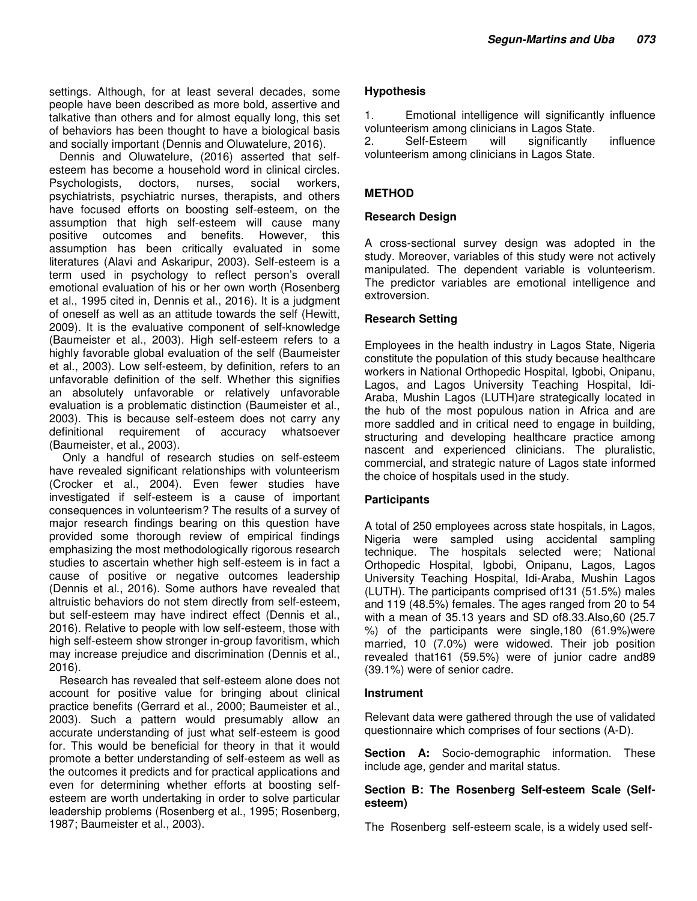settings. Although, for at least several decades, some people have been described as more bold, assertive and talkative than others and for almost equally long, this set of behaviors has been thought to have a biological basis and socially important (Dennis and Oluwatelure, 2016).

Dennis and Oluwatelure, (2016) asserted that self-esteem has become a household word in clinical circles. Psychologists, doctors, nurses, social workers, psychiatrists, psychiatric nurses, therapists, and others have focused efforts on boosting self-esteem, on the assumption that high self-esteem will cause many positive outcomes and benefits. However, this assumption has been critically evaluated in some literatures (Alavi and Askaripur, 2003). Self-esteem is a term used in psychology to reflect person's overall emotional evaluation of his or her own worth (Rosenberg et al., 1995 cited in, Dennis et al., 2016). It is a judgment of oneself as well as an attitude towards the self (Hewitt, 2009). It is the evaluative component of self-knowledge (Baumeister et al., 2003). High self-esteem refers to a highly favorable global evaluation of the self (Baumeister et al., 2003). Low self-esteem, by definition, refers to an unfavorable definition of the self. Whether this signifies an absolutely unfavorable or relatively unfavorable evaluation is a problematic distinction (Baumeister et al., 2003). This is because self-esteem does not carry any definitional requirement of accuracy whatsoever (Baumeister, et al., 2003).

Only a handful of research studies on self-esteem have revealed significant relationships with volunteerism (Crocker et al., 2004). Even fewer studies have investigated if self-esteem is a cause of important consequences in volunteerism? The results of a survey of major research findings bearing on this question have provided some thorough review of empirical findings emphasizing the most methodologically rigorous research studies to ascertain whether high self-esteem is in fact a cause of positive or negative outcomes leadership (Dennis et al., 2016). Some authors have revealed that altruistic behaviors do not stem directly from self-esteem, but self-esteem may have indirect effect (Dennis et al., 2016). Relative to people with low self-esteem, those with high self-esteem show stronger in-group favoritism, which may increase prejudice and discrimination (Dennis et al., 2016).

Research has revealed that self-esteem alone does not account for positive value for bringing about clinical practice benefits (Gerrard et al., 2000; Baumeister et al., 2003). Such a pattern would presumably allow an accurate understanding of just what self-esteem is good for. This would be beneficial for theory in that it would promote a better understanding of self-esteem as well as the outcomes it predicts and for practical applications and even for determining whether efforts at boosting self-esteem are worth undertaking in order to solve particular leadership problems (Rosenberg et al., 1995; Rosenberg, 1987; Baumeister et al., 2003).

### Hypothesis

1. Emotional intelligence will significantly influence volunteerism among clinicians in Lagos State.
2. Self-Esteem will significantly influence volunteerism among clinicians in Lagos State.

## METHOD

### Research Design

A cross-sectional survey design was adopted in the study. Moreover, variables of this study were not actively manipulated. The dependent variable is volunteerism. The predictor variables are emotional intelligence and extroversion.

### Research Setting

Employees in the health industry in Lagos State, Nigeria constitute the population of this study because healthcare workers in National Orthopedic Hospital, Igbobi, Onipanu, Lagos, and Lagos University Teaching Hospital, Idi-Araba, Mushin Lagos (LUTH)are strategically located in the hub of the most populous nation in Africa and are more saddled and in critical need to engage in building, structuring and developing healthcare practice among nascent and experienced clinicians. The pluralistic, commercial, and strategic nature of Lagos state informed the choice of hospitals used in the study.

### Participants

A total of 250 employees across state hospitals, in Lagos, Nigeria were sampled using accidental sampling technique. The hospitals selected were; National Orthopedic Hospital, Igbobi, Onipanu, Lagos, Lagos University Teaching Hospital, Idi-Araba, Mushin Lagos (LUTH). The participants comprised of131 (51.5%) males and 119 (48.5%) females. The ages ranged from 20 to 54 with a mean of 35.13 years and SD of8.33.Also,60 (25.7 %) of the participants were single,180 (61.9%)were married, 10 (7.0%) were widowed. Their job position revealed that161 (59.5%) were of junior cadre and89 (39.1%) were of senior cadre.

### Instrument

Relevant data were gathered through the use of validated questionnaire which comprises of four sections (A-D).

**Section A:** Socio-demographic information. These include age, gender and marital status.

**Section B: The Rosenberg Self-esteem Scale (Self-esteem)**

The Rosenberg self-esteem scale, is a widely used self-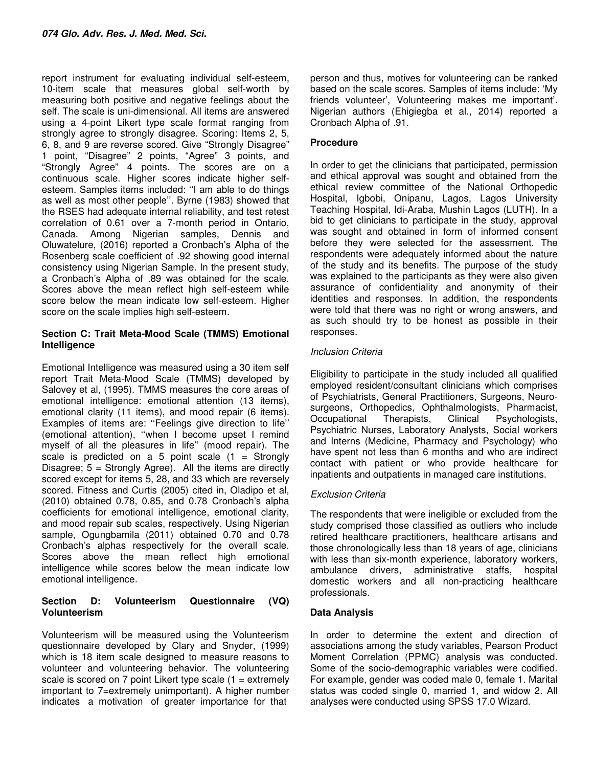report instrument for evaluating individual self-esteem, 10-item scale that measures global self-worth by measuring both positive and negative feelings about the self. The scale is uni-dimensional. All items are answered using a 4-point Likert type scale format ranging from strongly agree to strongly disagree. Scoring: Items 2, 5, 6, 8, and 9 are reverse scored. Give "Strongly Disagree" 1 point, "Disagree" 2 points, "Agree" 3 points, and "Strongly Agree" 4 points. The scores are on a continuous scale. Higher scores indicate higher self-esteem. Samples items included: ''I am able to do things as well as most other people''. Byrne (1983) showed that the RSES had adequate internal reliability, and test retest correlation of 0.61 over a 7-month period in Ontario, Canada. Among Nigerian samples, Dennis and Oluwatelure, (2016) reported a Cronbach's Alpha of the Rosenberg scale coefficient of .92 showing good internal consistency using Nigerian Sample. In the present study, a Cronbach's Alpha of .89 was obtained for the scale. Scores above the mean reflect high self-esteem while score below the mean indicate low self-esteem. Higher score on the scale implies high self-esteem.

### Section C: Trait Meta-Mood Scale (TMMS) Emotional Intelligence

Emotional Intelligence was measured using a 30 item self report Trait Meta-Mood Scale (TMMS) developed by Salovey et al, (1995). TMMS measures the core areas of emotional intelligence: emotional attention (13 items), emotional clarity (11 items), and mood repair (6 items). Examples of items are: ''Feelings give direction to life'' (emotional attention), ''when I become upset I remind myself of all the pleasures in life'' (mood repair). The scale is predicted on a 5 point scale (1 = Strongly Disagree; 5 = Strongly Agree). All the items are directly scored except for items 5, 28, and 33 which are reversely scored. Fitness and Curtis (2005) cited in, Oladipo et al, (2010) obtained 0.78, 0.85, and 0.78 Cronbach's alpha coefficients for emotional intelligence, emotional clarity, and mood repair sub scales, respectively. Using Nigerian sample, Ogungbamila (2011) obtained 0.70 and 0.78 Cronbach's alphas respectively for the overall scale. Scores above the mean reflect high emotional intelligence while scores below the mean indicate low emotional intelligence.

### Section D: Volunteerism Questionnaire (VQ) Volunteerism

Volunteerism will be measured using the Volunteerism questionnaire developed by Clary and Snyder, (1999) which is 18 item scale designed to measure reasons to volunteer and volunteering behavior. The volunteering scale is scored on 7 point Likert type scale (1 = extremely important to 7=extremely unimportant). A higher number indicates a motivation of greater importance for that person and thus, motives for volunteering can be ranked based on the scale scores. Samples of items include: 'My friends volunteer', Volunteering makes me important'. Nigerian authors (Ehigiegba et al., 2014) reported a Cronbach Alpha of .91.

### Procedure

In order to get the clinicians that participated, permission and ethical approval was sought and obtained from the ethical review committee of the National Orthopedic Hospital, Igbobi, Onipanu, Lagos, Lagos University Teaching Hospital, Idi-Araba, Mushin Lagos (LUTH). In a bid to get clinicians to participate in the study, approval was sought and obtained in form of informed consent before they were selected for the assessment. The respondents were adequately informed about the nature of the study and its benefits. The purpose of the study was explained to the participants as they were also given assurance of confidentiality and anonymity of their identities and responses. In addition, the respondents were told that there was no right or wrong answers, and as such should try to be honest as possible in their responses.

*Inclusion Criteria*

Eligibility to participate in the study included all qualified employed resident/consultant clinicians which comprises of Psychiatrists, General Practitioners, Surgeons, Neuro-surgeons, Orthopedics, Ophthalmologists, Pharmacist, Occupational Therapists, Clinical Psychologists, Psychiatric Nurses, Laboratory Analysts, Social workers and Interns (Medicine, Pharmacy and Psychology) who have spent not less than 6 months and who are indirect contact with patient or who provide healthcare for inpatients and outpatients in managed care institutions.

*Exclusion Criteria*

The respondents that were ineligible or excluded from the study comprised those classified as outliers who include retired healthcare practitioners, healthcare artisans and those chronologically less than 18 years of age, clinicians with less than six-month experience, laboratory workers, ambulance drivers, administrative staffs, hospital domestic workers and all non-practicing healthcare professionals.

### Data Analysis

In order to determine the extent and direction of associations among the study variables, Pearson Product Moment Correlation (PPMC) analysis was conducted. Some of the socio-demographic variables were codified. For example, gender was coded male 0, female 1. Marital status was coded single 0, married 1, and widow 2. All analyses were conducted using SPSS 17.0 Wizard.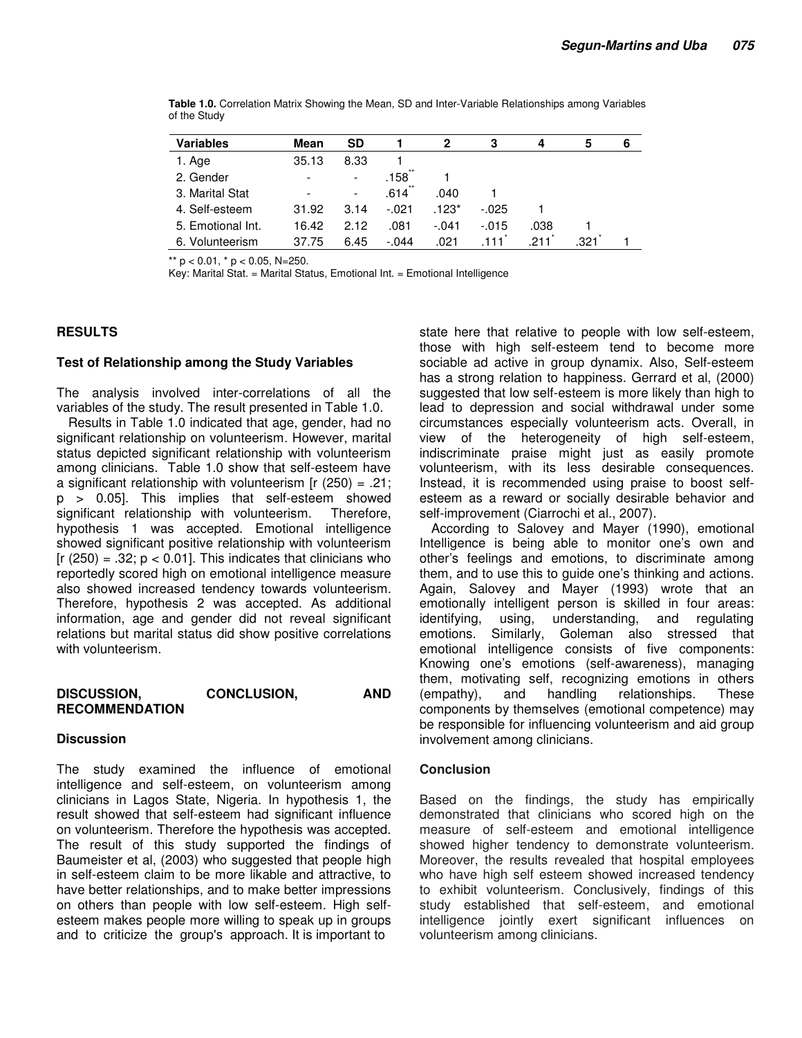**Table 1.0.** Correlation Matrix Showing the Mean, SD and Inter-Variable Relationships among Variables of the Study

| Variables | Mean | SD | 1 | 2 | 3 | 4 | 5 | 6 |
|---|---|---|---|---|---|---|---|---|
| 1. Age | 35.13 | 8.33 | 1 | | | | | |
| 2. Gender | - | - | .158** | 1 | | | | |
| 3. Marital Stat | - | - | .614** | .040 | 1 | | | |
| 4. Self-esteem | 31.92 | 3.14 | -.021 | .123* | -.025 | 1 | | |
| 5. Emotional Int. | 16.42 | 2.12 | .081 | -.041 | -.015 | .038 | 1 | |
| 6. Volunteerism | 37.75 | 6.45 | -.044 | .021 | .111* | .211* | .321* | 1 |

** $p < 0.01$, * $p < 0.05$, N=250.

Key: Marital Stat. = Marital Status, Emotional Int. = Emotional Intelligence

## RESULTS

### Test of Relationship among the Study Variables

The analysis involved inter-correlations of all the variables of the study. The result presented in Table 1.0.

Results in Table 1.0 indicated that age, gender, had no significant relationship on volunteerism. However, marital status depicted significant relationship with volunteerism among clinicians. Table 1.0 show that self-esteem have a significant relationship with volunteerism [r (250) = .21; $p > 0.05$]. This implies that self-esteem showed significant relationship with volunteerism. Therefore, hypothesis 1 was accepted. Emotional intelligence showed significant positive relationship with volunteerism [r (250) = .32; $p < 0.01$]. This indicates that clinicians who reportedly scored high on emotional intelligence measure also showed increased tendency towards volunteerism. Therefore, hypothesis 2 was accepted. As additional information, age and gender did not reveal significant relations but marital status did show positive correlations with volunteerism.

## DISCUSSION, CONCLUSION, AND RECOMMENDATION

### Discussion

The study examined the influence of emotional intelligence and self-esteem, on volunteerism among clinicians in Lagos State, Nigeria. In hypothesis 1, the result showed that self-esteem had significant influence on volunteerism. Therefore the hypothesis was accepted. The result of this study supported the findings of Baumeister et al, (2003) who suggested that people high in self-esteem claim to be more likable and attractive, to have better relationships, and to make better impressions on others than people with low self-esteem. High self-esteem makes people more willing to speak up in groups and to criticize the group's approach. It is important to state here that relative to people with low self-esteem, those with high self-esteem tend to become more sociable ad active in group dynamix. Also, Self-esteem has a strong relation to happiness. Gerrard et al, (2000) suggested that low self-esteem is more likely than high to lead to depression and social withdrawal under some circumstances especially volunteerism acts. Overall, in view of the heterogeneity of high self-esteem, indiscriminate praise might just as easily promote volunteerism, with its less desirable consequences. Instead, it is recommended using praise to boost self-esteem as a reward or socially desirable behavior and self-improvement (Ciarrochi et al., 2007).

According to Salovey and Mayer (1990), emotional Intelligence is being able to monitor one's own and other's feelings and emotions, to discriminate among them, and to use this to guide one's thinking and actions. Again, Salovey and Mayer (1993) wrote that an emotionally intelligent person is skilled in four areas: identifying, using, understanding, and regulating emotions. Similarly, Goleman also stressed that emotional intelligence consists of five components: Knowing one's emotions (self-awareness), managing them, motivating self, recognizing emotions in others (empathy), and handling relationships. These components by themselves (emotional competence) may be responsible for influencing volunteerism and aid group involvement among clinicians.

### Conclusion

Based on the findings, the study has empirically demonstrated that clinicians who scored high on the measure of self-esteem and emotional intelligence showed higher tendency to demonstrate volunteerism. Moreover, the results revealed that hospital employees who have high self esteem showed increased tendency to exhibit volunteerism. Conclusively, findings of this study established that self-esteem, and emotional intelligence jointly exert significant influences on volunteerism among clinicians.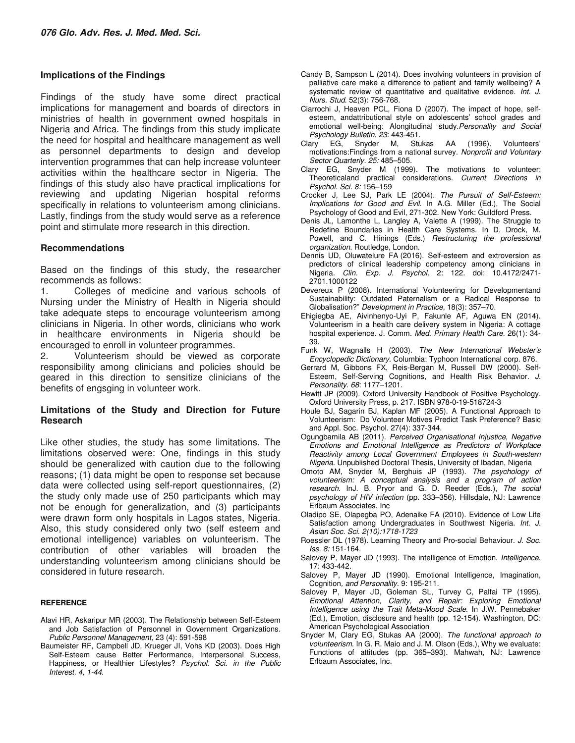### Implications of the Findings

Findings of the study have some direct practical implications for management and boards of directors in ministries of health in government owned hospitals in Nigeria and Africa. The findings from this study implicate the need for hospital and healthcare management as well as personnel departments to design and develop intervention programmes that can help increase volunteer activities within the healthcare sector in Nigeria. The findings of this study also have practical implications for reviewing and updating Nigerian hospital reforms specifically in relations to volunteerism among clinicians. Lastly, findings from the study would serve as a reference point and stimulate more research in this direction.

### Recommendations

Based on the findings of this study, the researcher recommends as follows:

1. Colleges of medicine and various schools of Nursing under the Ministry of Health in Nigeria should take adequate steps to encourage volunteerism among clinicians in Nigeria. In other words, clinicians who work in healthcare environments in Nigeria should be encouraged to enroll in volunteer programmes.
2. Volunteerism should be viewed as corporate responsibility among clinicians and policies should be geared in this direction to sensitize clinicians of the benefits of engsging in volunteer work.

### Limitations of the Study and Direction for Future Research

Like other studies, the study has some limitations. The limitations observed were: One, findings in this study should be generalized with caution due to the following reasons; (1) data might be open to response set because data were collected using self-report questionnaires, (2) the study only made use of 250 participants which may not be enough for generalization, and (3) participants were drawn form only hospitals in Lagos states, Nigeria. Also, this study considered only two (self esteem and emotional intelligence) variables on volunteerism. The contribution of other variables will broaden the understanding volunteerism among clinicians should be considered in future research.

#### REFERENCE

Alavi HR, Askaripur MR (2003). The Relationship between Self-Esteem and Job Satisfaction of Personnel in Government Organizations. *Public Personnel Management,* 23 (4): 591-598

Baumeister RF, Campbell JD, Krueger JI, Vohs KD (2003). Does High Self-Esteem cause Better Performance, Interpersonal Success, Happiness, or Healthier Lifestyles? *Psychol. Sci. in the Public Interest. 4, 1-44.*

Candy B, Sampson L (2014). Does involving volunteers in provision of palliative care make a difference to patient and family wellbeing? A systematic review of quantitative and qualitative evidence. *Int. J. Nurs. Stud.* 52(3): 756-768.

Ciarrochi J, Heaven PCL, Fiona D (2007). The impact of hope, self-esteem, andattributional style on adolescents' school grades and emotional well-being: Alongitudinal study.*Personality and Social Psychology Bulletin. 23*: 443-451.

Clary EG, Snyder M, Stukas AA (1996). Volunteers' motivations:Findings from a national survey. *Nonprofit and Voluntary Sector Quarterly. 25:* 485–505.

Clary EG, Snyder M (1999). The motivations to volunteer: Theoreticaland practical considerations. *Current Directions in Psychol. Sci. 8:* 156–159

Crocker J, Lee SJ, Park LE (2004). *The Pursuit of Self-Esteem: Implications for Good and Evil.* In A.G. Miller (Ed.), The Social Psychology of Good and Evil, 271-302. New York: Guildford Press.

Denis JL, Lamonthe L, Langley A, Valette A (1999). The Struggle to Redefine Boundaries in Health Care Systems. In D. Drock, M. Powell, and C. Hinings (Eds.) *Restructuring the professional organization.* Routledge, London.

Dennis UD, Oluwatelure FA (2016). Self-esteem and extroversion as predictors of clinical leadership competency among clinicians in Nigeria. *Clin. Exp. J. Psychol.* 2: 122. doi: 10.4172/2471-2701.1000122

Devereux P (2008). International Volunteering for Developmentand Sustainability: Outdated Paternalism or a Radical Response to Globalisation?" *Development in Practice*, 18(3): 357–70.

Ehigiegba AE, Aivinhenyo-Uyi P, Fakunle AF, Aguwa EN (2014). Volunteerism in a health care delivery system in Nigeria: A cottage hospital experience. J. Comm. *Med. Primary Health Care.* 26(1): 34-39.

Funk W, Wagnalls H (2003). *The New International Webster's Encyclopedic Dictionary.* Columbia: Typhoon International corp. 876.

Gerrard M, Gibbons FX, Reis-Bergan M, Russell DW (2000). Self-Esteem, Self-Serving Cognitions, and Health Risk Behavior. *J. Personality. 68*: 1177–1201.

Hewitt JP (2009). Oxford University Handbook of Positive Psychology. Oxford University Press, p. 217. ISBN 978-0-19-518724-3

Houle BJ, Sagarin BJ, Kaplan MF (2005). A Functional Approach to Volunteerism: Do Volunteer Motives Predict Task Preference? Basic and Appl. Soc. Psychol. 27(4): 337-344.

Ogungbamila AB (2011). *Perceived Organisational Injustice, Negative Emotions and Emotional Intelligence as Predictors of Workplace Reactivity among Local Government Employees in South-western Nigeria.* Unpublished Doctoral Thesis, University of Ibadan, Nigeria

Omoto AM, Snyder M, Berghuis JP (1993). *The psychology of volunteerism: A conceptual analysis and a program of action research.* InJ. B. Pryor and G. D. Reeder (Eds.), *The social psychology of HIV infection* (pp. 333–356). Hillsdale, NJ: Lawrence Erlbaum Associates, Inc

Oladipo SE, Olapegba PO, Adenaike FA (2010). Evidence of Low Life Satisfaction among Undergraduates in Southwest Nigeria. *Int. J. Asian Soc. Sci. 2(10):1718-1723*

Roessler DL (1978). Learning Theory and Pro-social Behaviour. *J. Soc. Iss. 8:* 151-164.

Salovey P, Mayer JD (1993). The intelligence of Emotion. *Intelligence*, 17: 433-442.

Salovey P, Mayer JD (1990). Emotional Intelligence, Imagination, Cognition, *and Personality.* 9: 195-211.

Salovey P, Mayer JD, Goleman SL, Turvey C, Palfai TP (1995). *Emotional Attention, Clarity, and Repair: Exploring Emotional Intelligence using the Trait Meta-Mood Scale.* In J.W. Pennebaker (Ed.), Emotion, disclosure and health (pp. 12-154). Washington, DC: American Psychological Association

Snyder M, Clary EG, Stukas AA (2000). *The functional approach to volunteerism.* In G. R. Maio and J. M. Olson (Eds.), Why we evaluate: Functions of attitudes (pp. 365–393). Mahwah, NJ: Lawrence Erlbaum Associates, Inc.